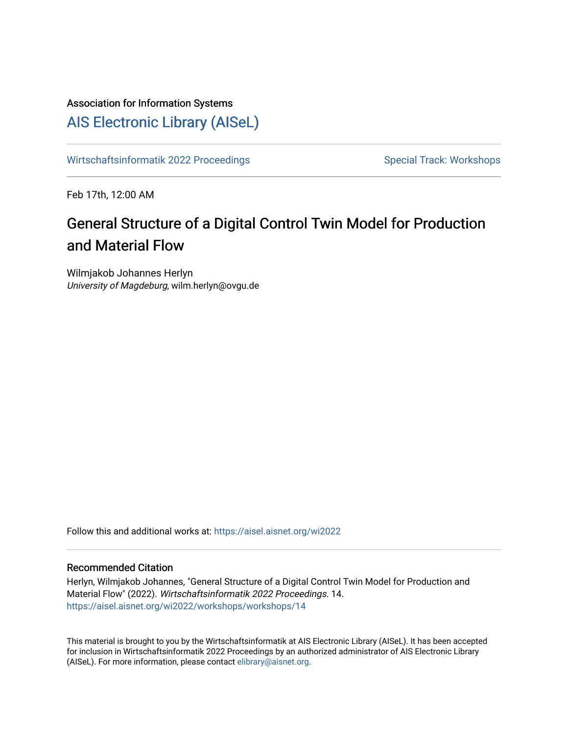Association for Information Systems

# [AIS Electronic Library (AISeL)](https://aisel.aisnet.org/)

[Wirtschaftsinformatik 2022 Proceedings](https://aisel.aisnet.org/wi2022) | [Special Track: Workshops](https://aisel.aisnet.org/wi2022/workshops)

Feb 17th, 12:00 AM

# General Structure of a Digital Control Twin Model for Production and Material Flow

Wilmjakob Johannes Herlyn
*University of Magdeburg*, wilm.herlyn@ovgu.de

Follow this and additional works at: https://aisel.aisnet.org/wi2022

## Recommended Citation

Herlyn, Wilmjakob Johannes, "General Structure of a Digital Control Twin Model for Production and Material Flow" (2022). *Wirtschaftsinformatik 2022 Proceedings*. 14.
https://aisel.aisnet.org/wi2022/workshops/workshops/14

This material is brought to you by the Wirtschaftsinformatik at AIS Electronic Library (AISeL). It has been accepted for inclusion in Wirtschaftsinformatik 2022 Proceedings by an authorized administrator of AIS Electronic Library (AISeL). For more information, please contact elibrary@aisnet.org.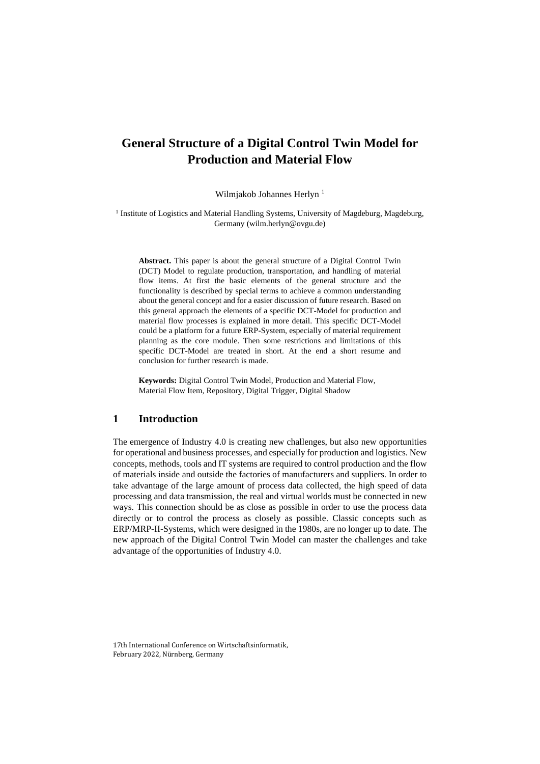# General Structure of a Digital Control Twin Model for Production and Material Flow

Wilmjakob Johannes Herlyn [1]

[1] Institute of Logistics and Material Handling Systems, University of Magdeburg, Magdeburg, Germany (wilm.herlyn@ovgu.de)

**Abstract.** This paper is about the general structure of a Digital Control Twin (DCT) Model to regulate production, transportation, and handling of material flow items. At first the basic elements of the general structure and the functionality is described by special terms to achieve a common understanding about the general concept and for a easier discussion of future research. Based on this general approach the elements of a specific DCT-Model for production and material flow processes is explained in more detail. This specific DCT-Model could be a platform for a future ERP-System, especially of material requirement planning as the core module. Then some restrictions and limitations of this specific DCT-Model are treated in short. At the end a short resume and conclusion for further research is made.

**Keywords:** Digital Control Twin Model, Production and Material Flow, Material Flow Item, Repository, Digital Trigger, Digital Shadow

## 1 Introduction

The emergence of Industry 4.0 is creating new challenges, but also new opportunities for operational and business processes, and especially for production and logistics. New concepts, methods, tools and IT systems are required to control production and the flow of materials inside and outside the factories of manufacturers and suppliers. In order to take advantage of the large amount of process data collected, the high speed of data processing and data transmission, the real and virtual worlds must be connected in new ways. This connection should be as close as possible in order to use the process data directly or to control the process as closely as possible. Classic concepts such as ERP/MRP-II-Systems, which were designed in the 1980s, are no longer up to date. The new approach of the Digital Control Twin Model can master the challenges and take advantage of the opportunities of Industry 4.0.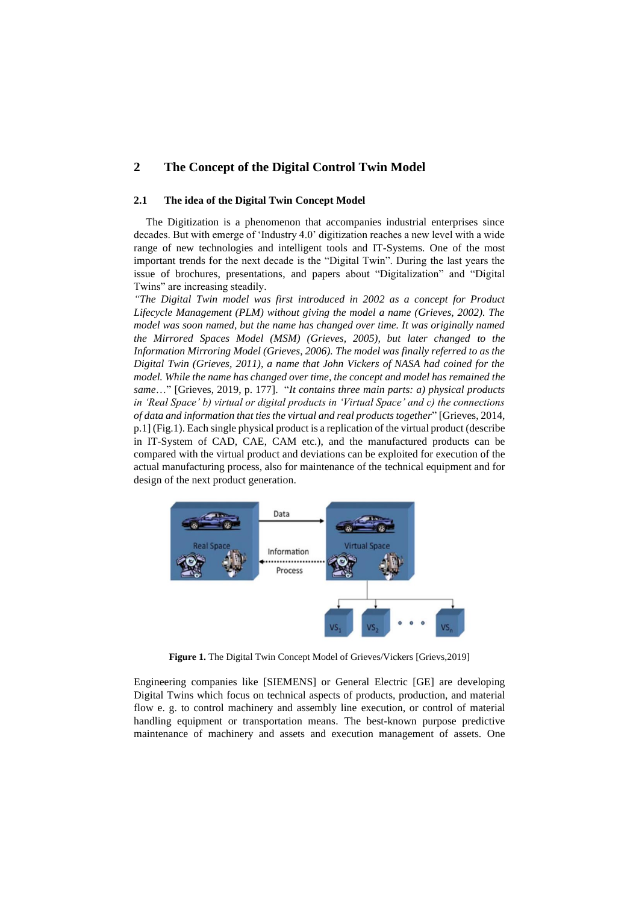## 2 The Concept of the Digital Control Twin Model

### 2.1 The idea of the Digital Twin Concept Model

The Digitization is a phenomenon that accompanies industrial enterprises since decades. But with emerge of 'Industry 4.0' digitization reaches a new level with a wide range of new technologies and intelligent tools and IT-Systems. One of the most important trends for the next decade is the "Digital Twin". During the last years the issue of brochures, presentations, and papers about "Digitalization" and "Digital Twins" are increasing steadily.

*"The Digital Twin model was first introduced in 2002 as a concept for Product Lifecycle Management (PLM) without giving the model a name (Grieves, 2002). The model was soon named, but the name has changed over time. It was originally named the Mirrored Spaces Model (MSM) (Grieves, 2005), but later changed to the Information Mirroring Model (Grieves, 2006). The model was finally referred to as the Digital Twin (Grieves, 2011), a name that John Vickers of NASA had coined for the model. While the name has changed over time, the concept and model has remained the same…*" [Grieves, 2019, p. 177]. "*It contains three main parts: a) physical products in 'Real Space' b) virtual or digital products in 'Virtual Space' and c) the connections of data and information that ties the virtual and real products together*" [Grieves, 2014, p.1] (Fig.1). Each single physical product is a replication of the virtual product (describe in IT-System of CAD, CAE, CAM etc.), and the manufactured products can be compared with the virtual product and deviations can be exploited for execution of the actual manufacturing process, also for maintenance of the technical equipment and for design of the next product generation.

**Figure 1.** The Digital Twin Concept Model of Grieves/Vickers [Grievs,2019]

Engineering companies like [SIEMENS] or General Electric [GE] are developing Digital Twins which focus on technical aspects of products, production, and material flow e. g. to control machinery and assembly line execution, or control of material handling equipment or transportation means. The best-known purpose predictive maintenance of machinery and assets and execution management of assets. One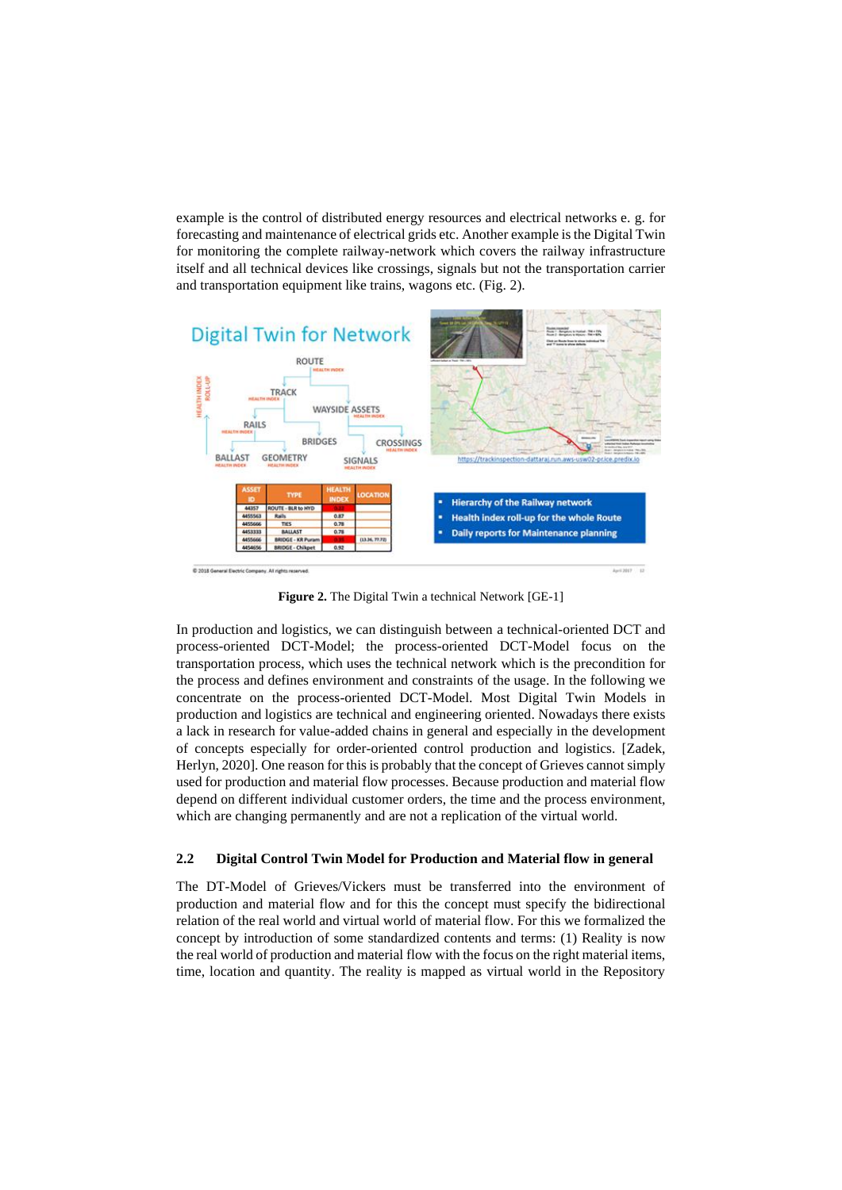example is the control of distributed energy resources and electrical networks e. g. for forecasting and maintenance of electrical grids etc. Another example is the Digital Twin for monitoring the complete railway-network which covers the railway infrastructure itself and all technical devices like crossings, signals but not the transportation carrier and transportation equipment like trains, wagons etc. (Fig. 2).

**Figure 2.** The Digital Twin a technical Network [GE-1]

In production and logistics, we can distinguish between a technical-oriented DCT and process-oriented DCT-Model; the process-oriented DCT-Model focus on the transportation process, which uses the technical network which is the precondition for the process and defines environment and constraints of the usage. In the following we concentrate on the process-oriented DCT-Model. Most Digital Twin Models in production and logistics are technical and engineering oriented. Nowadays there exists a lack in research for value-added chains in general and especially in the development of concepts especially for order-oriented control production and logistics. [Zadek, Herlyn, 2020]. One reason for this is probably that the concept of Grieves cannot simply used for production and material flow processes. Because production and material flow depend on different individual customer orders, the time and the process environment, which are changing permanently and are not a replication of the virtual world.

### 2.2 Digital Control Twin Model for Production and Material flow in general

The DT-Model of Grieves/Vickers must be transferred into the environment of production and material flow and for this the concept must specify the bidirectional relation of the real world and virtual world of material flow. For this we formalized the concept by introduction of some standardized contents and terms: (1) Reality is now the real world of production and material flow with the focus on the right material items, time, location and quantity. The reality is mapped as virtual world in the Repository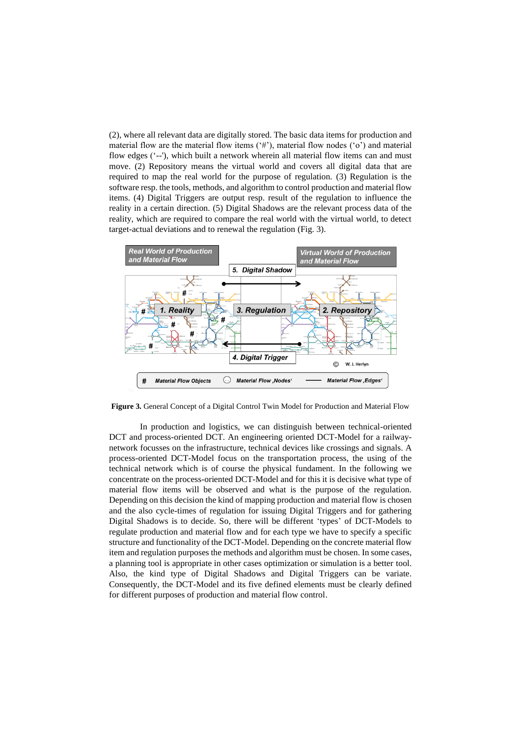(2), where all relevant data are digitally stored. The basic data items for production and material flow are the material flow items ('#'), material flow nodes ('o') and material flow edges ('--'), which built a network wherein all material flow items can and must move. (2) Repository means the virtual world and covers all digital data that are required to map the real world for the purpose of regulation. (3) Regulation is the software resp. the tools, methods, and algorithm to control production and material flow items. (4) Digital Triggers are output resp. result of the regulation to influence the reality in a certain direction. (5) Digital Shadows are the relevant process data of the reality, which are required to compare the real world with the virtual world, to detect target-actual deviations and to renewal the regulation (Fig. 3).

**Figure 3.** General Concept of a Digital Control Twin Model for Production and Material Flow

In production and logistics, we can distinguish between technical-oriented DCT and process-oriented DCT. An engineering oriented DCT-Model for a railway-network focusses on the infrastructure, technical devices like crossings and signals. A process-oriented DCT-Model focus on the transportation process, the using of the technical network which is of course the physical fundament. In the following we concentrate on the process-oriented DCT-Model and for this it is decisive what type of material flow items will be observed and what is the purpose of the regulation. Depending on this decision the kind of mapping production and material flow is chosen and the also cycle-times of regulation for issuing Digital Triggers and for gathering Digital Shadows is to decide. So, there will be different 'types' of DCT-Models to regulate production and material flow and for each type we have to specify a specific structure and functionality of the DCT-Model. Depending on the concrete material flow item and regulation purposes the methods and algorithm must be chosen. In some cases, a planning tool is appropriate in other cases optimization or simulation is a better tool. Also, the kind type of Digital Shadows and Digital Triggers can be variate. Consequently, the DCT-Model and its five defined elements must be clearly defined for different purposes of production and material flow control.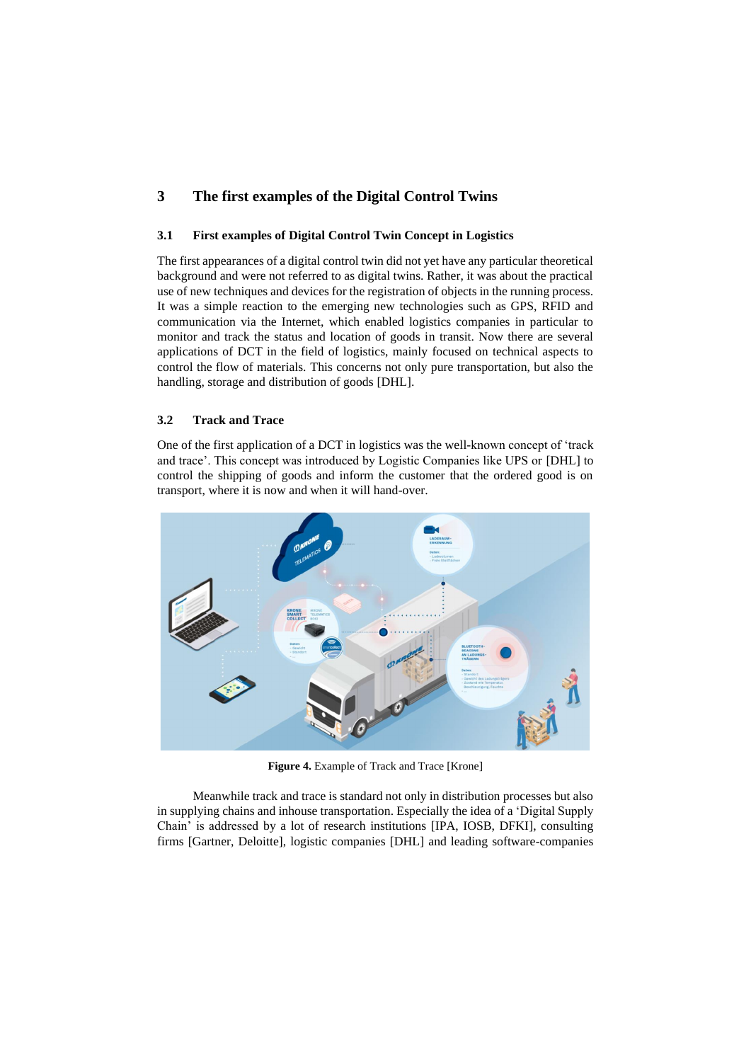# 3 The first examples of the Digital Control Twins

## 3.1 First examples of Digital Control Twin Concept in Logistics

The first appearances of a digital control twin did not yet have any particular theoretical background and were not referred to as digital twins. Rather, it was about the practical use of new techniques and devices for the registration of objects in the running process. It was a simple reaction to the emerging new technologies such as GPS, RFID and communication via the Internet, which enabled logistics companies in particular to monitor and track the status and location of goods in transit. Now there are several applications of DCT in the field of logistics, mainly focused on technical aspects to control the flow of materials. This concerns not only pure transportation, but also the handling, storage and distribution of goods [DHL].

## 3.2 Track and Trace

One of the first application of a DCT in logistics was the well-known concept of 'track and trace'. This concept was introduced by Logistic Companies like UPS or [DHL] to control the shipping of goods and inform the customer that the ordered good is on transport, where it is now and when it will hand-over.

**Figure 4.** Example of Track and Trace [Krone]

Meanwhile track and trace is standard not only in distribution processes but also in supplying chains and inhouse transportation. Especially the idea of a 'Digital Supply Chain' is addressed by a lot of research institutions [IPA, IOSB, DFKI], consulting firms [Gartner, Deloitte], logistic companies [DHL] and leading software-companies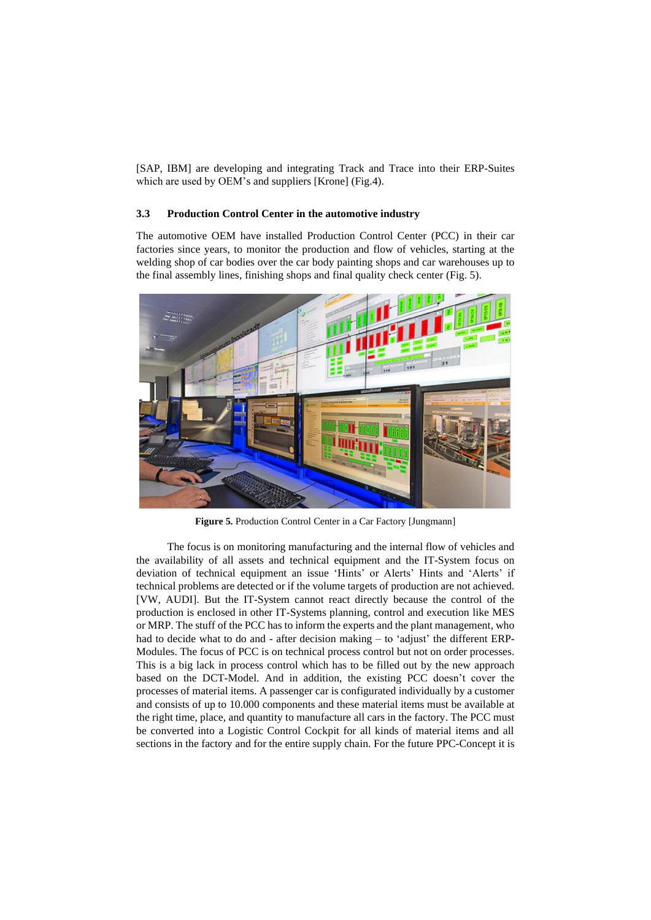[SAP, IBM] are developing and integrating Track and Trace into their ERP-Suites which are used by OEM's and suppliers [Krone] (Fig.4).

### 3.3 Production Control Center in the automotive industry

The automotive OEM have installed Production Control Center (PCC) in their car factories since years, to monitor the production and flow of vehicles, starting at the welding shop of car bodies over the car body painting shops and car warehouses up to the final assembly lines, finishing shops and final quality check center (Fig. 5).

**Figure 5.** Production Control Center in a Car Factory [Jungmann]

The focus is on monitoring manufacturing and the internal flow of vehicles and the availability of all assets and technical equipment and the IT-System focus on deviation of technical equipment an issue 'Hints' or Alerts' Hints and 'Alerts' if technical problems are detected or if the volume targets of production are not achieved. [VW, AUDI]. But the IT-System cannot react directly because the control of the production is enclosed in other IT-Systems planning, control and execution like MES or MRP. The stuff of the PCC has to inform the experts and the plant management, who had to decide what to do and - after decision making – to 'adjust' the different ERP-Modules. The focus of PCC is on technical process control but not on order processes. This is a big lack in process control which has to be filled out by the new approach based on the DCT-Model. And in addition, the existing PCC doesn't cover the processes of material items. A passenger car is configurated individually by a customer and consists of up to 10.000 components and these material items must be available at the right time, place, and quantity to manufacture all cars in the factory. The PCC must be converted into a Logistic Control Cockpit for all kinds of material items and all sections in the factory and for the entire supply chain. For the future PPC-Concept it is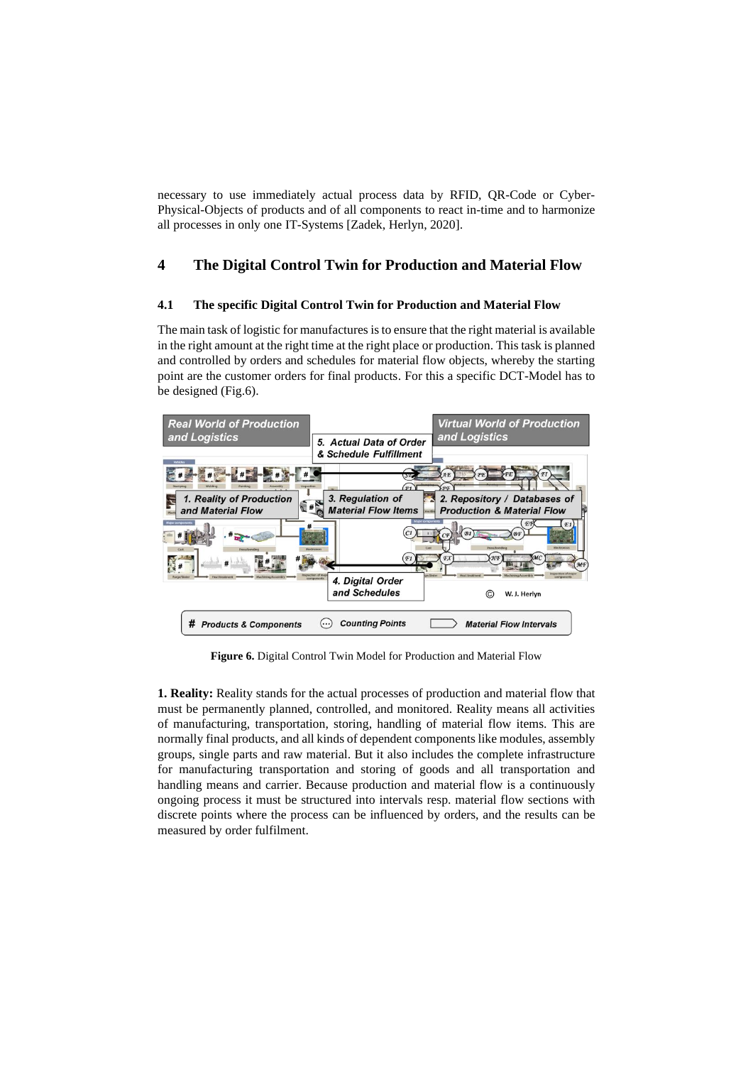necessary to use immediately actual process data by RFID, QR-Code or Cyber-Physical-Objects of products and of all components to react in-time and to harmonize all processes in only one IT-Systems [Zadek, Herlyn, 2020].

## 4 The Digital Control Twin for Production and Material Flow

### 4.1 The specific Digital Control Twin for Production and Material Flow

The main task of logistic for manufactures is to ensure that the right material is available in the right amount at the right time at the right place or production. This task is planned and controlled by orders and schedules for material flow objects, whereby the starting point are the customer orders for final products. For this a specific DCT-Model has to be designed (Fig.6).

**Figure 6.** Digital Control Twin Model for Production and Material Flow

**1. Reality:** Reality stands for the actual processes of production and material flow that must be permanently planned, controlled, and monitored. Reality means all activities of manufacturing, transportation, storing, handling of material flow items. This are normally final products, and all kinds of dependent components like modules, assembly groups, single parts and raw material. But it also includes the complete infrastructure for manufacturing transportation and storing of goods and all transportation and handling means and carrier. Because production and material flow is a continuously ongoing process it must be structured into intervals resp. material flow sections with discrete points where the process can be influenced by orders, and the results can be measured by order fulfilment.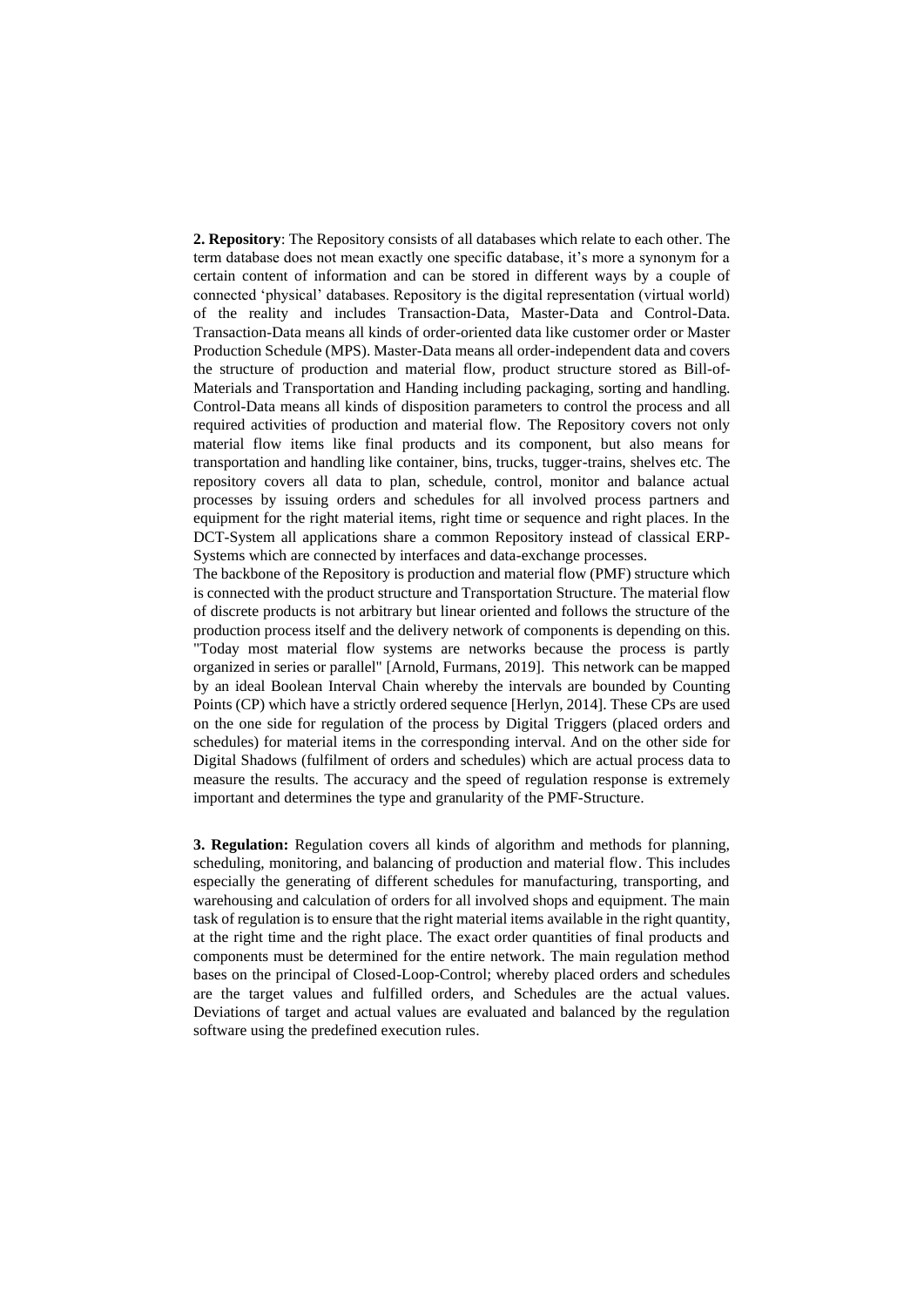**2. Repository**: The Repository consists of all databases which relate to each other. The term database does not mean exactly one specific database, it's more a synonym for a certain content of information and can be stored in different ways by a couple of connected 'physical' databases. Repository is the digital representation (virtual world) of the reality and includes Transaction-Data, Master-Data and Control-Data. Transaction-Data means all kinds of order-oriented data like customer order or Master Production Schedule (MPS). Master-Data means all order-independent data and covers the structure of production and material flow, product structure stored as Bill-of-Materials and Transportation and Handing including packaging, sorting and handling. Control-Data means all kinds of disposition parameters to control the process and all required activities of production and material flow. The Repository covers not only material flow items like final products and its component, but also means for transportation and handling like container, bins, trucks, tugger-trains, shelves etc. The repository covers all data to plan, schedule, control, monitor and balance actual processes by issuing orders and schedules for all involved process partners and equipment for the right material items, right time or sequence and right places. In the DCT-System all applications share a common Repository instead of classical ERP-Systems which are connected by interfaces and data-exchange processes.

The backbone of the Repository is production and material flow (PMF) structure which is connected with the product structure and Transportation Structure. The material flow of discrete products is not arbitrary but linear oriented and follows the structure of the production process itself and the delivery network of components is depending on this. "Today most material flow systems are networks because the process is partly organized in series or parallel" [Arnold, Furmans, 2019]. This network can be mapped by an ideal Boolean Interval Chain whereby the intervals are bounded by Counting Points (CP) which have a strictly ordered sequence [Herlyn, 2014]. These CPs are used on the one side for regulation of the process by Digital Triggers (placed orders and schedules) for material items in the corresponding interval. And on the other side for Digital Shadows (fulfilment of orders and schedules) which are actual process data to measure the results. The accuracy and the speed of regulation response is extremely important and determines the type and granularity of the PMF-Structure.

**3. Regulation:** Regulation covers all kinds of algorithm and methods for planning, scheduling, monitoring, and balancing of production and material flow. This includes especially the generating of different schedules for manufacturing, transporting, and warehousing and calculation of orders for all involved shops and equipment. The main task of regulation is to ensure that the right material items available in the right quantity, at the right time and the right place. The exact order quantities of final products and components must be determined for the entire network. The main regulation method bases on the principal of Closed-Loop-Control; whereby placed orders and schedules are the target values and fulfilled orders, and Schedules are the actual values. Deviations of target and actual values are evaluated and balanced by the regulation software using the predefined execution rules.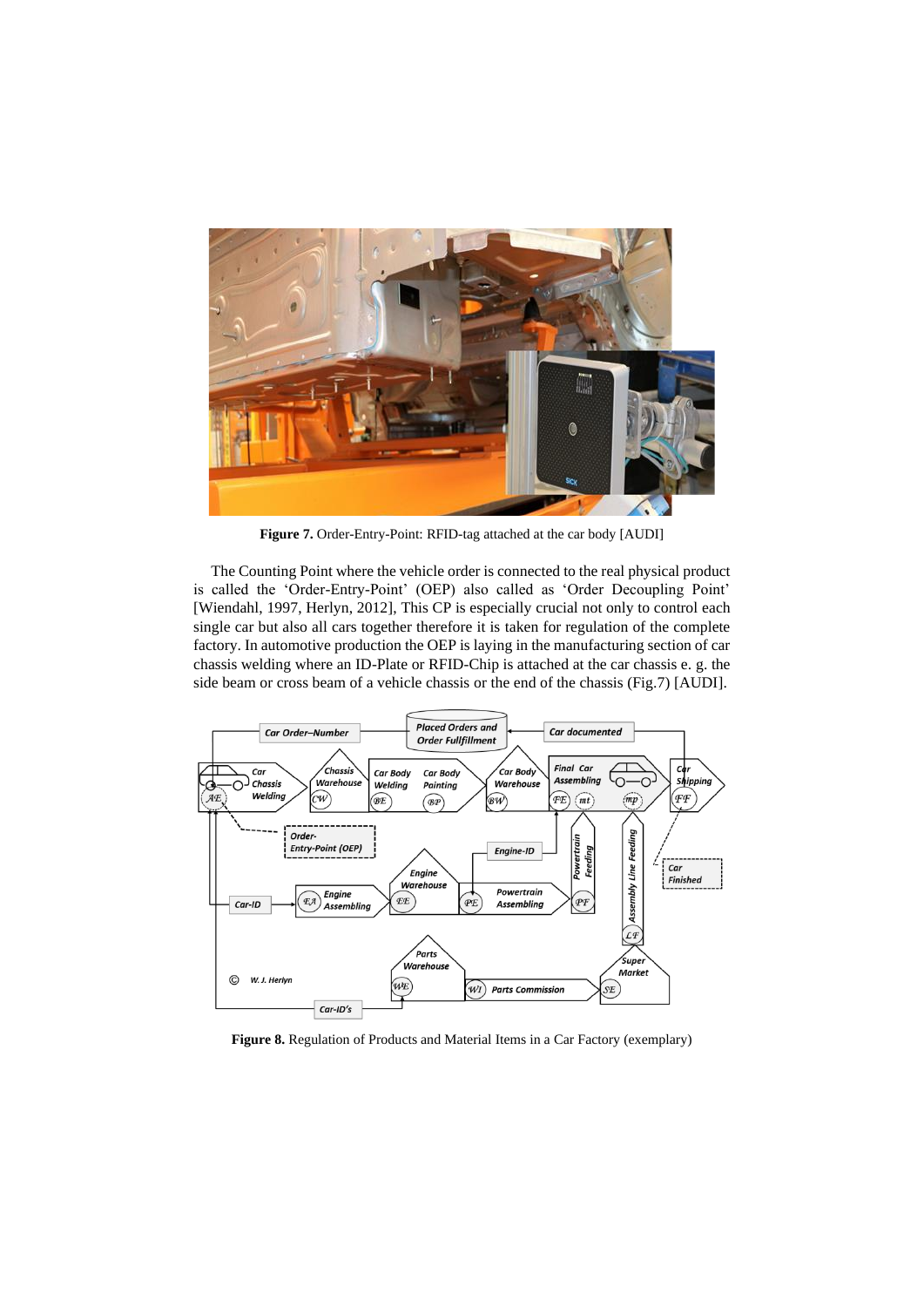**Figure 7.** Order-Entry-Point: RFID-tag attached at the car body [AUDI]

The Counting Point where the vehicle order is connected to the real physical product is called the 'Order-Entry-Point' (OEP) also called as 'Order Decoupling Point' [Wiendahl, 1997, Herlyn, 2012], This CP is especially crucial not only to control each single car but also all cars together therefore it is taken for regulation of the complete factory. In automotive production the OEP is laying in the manufacturing section of car chassis welding where an ID-Plate or RFID-Chip is attached at the car chassis e. g. the side beam or cross beam of a vehicle chassis or the end of the chassis (Fig.7) [AUDI].

**Figure 8.** Regulation of Products and Material Items in a Car Factory (exemplary)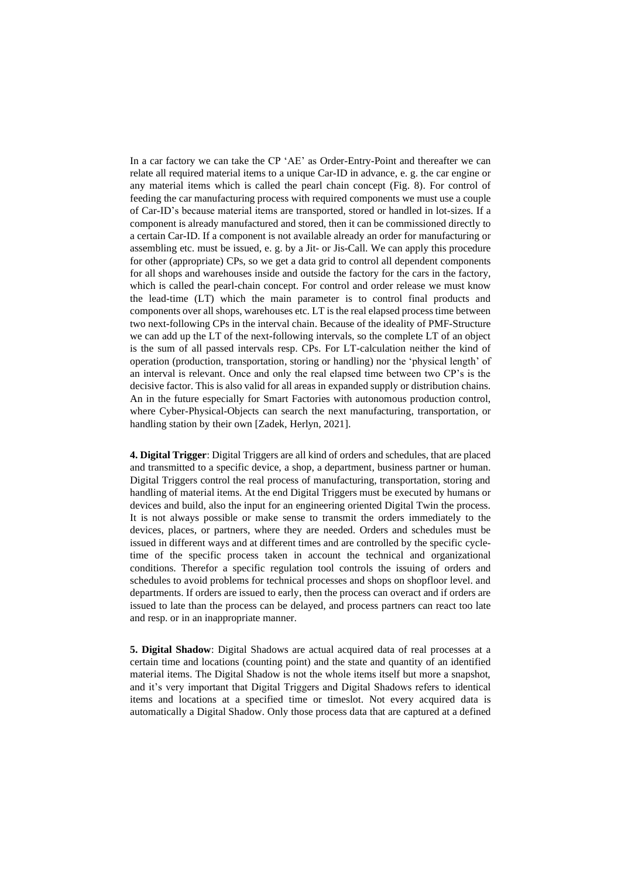In a car factory we can take the CP 'AE' as Order-Entry-Point and thereafter we can relate all required material items to a unique Car-ID in advance, e. g. the car engine or any material items which is called the pearl chain concept (Fig. 8). For control of feeding the car manufacturing process with required components we must use a couple of Car-ID's because material items are transported, stored or handled in lot-sizes. If a component is already manufactured and stored, then it can be commissioned directly to a certain Car-ID. If a component is not available already an order for manufacturing or assembling etc. must be issued, e. g. by a Jit- or Jis-Call. We can apply this procedure for other (appropriate) CPs, so we get a data grid to control all dependent components for all shops and warehouses inside and outside the factory for the cars in the factory, which is called the pearl-chain concept. For control and order release we must know the lead-time (LT) which the main parameter is to control final products and components over all shops, warehouses etc. LT is the real elapsed process time between two next-following CPs in the interval chain. Because of the ideality of PMF-Structure we can add up the LT of the next-following intervals, so the complete LT of an object is the sum of all passed intervals resp. CPs. For LT-calculation neither the kind of operation (production, transportation, storing or handling) nor the 'physical length' of an interval is relevant. Once and only the real elapsed time between two CP's is the decisive factor. This is also valid for all areas in expanded supply or distribution chains. An in the future especially for Smart Factories with autonomous production control, where Cyber-Physical-Objects can search the next manufacturing, transportation, or handling station by their own [Zadek, Herlyn, 2021].

**4. Digital Trigger**: Digital Triggers are all kind of orders and schedules, that are placed and transmitted to a specific device, a shop, a department, business partner or human. Digital Triggers control the real process of manufacturing, transportation, storing and handling of material items. At the end Digital Triggers must be executed by humans or devices and build, also the input for an engineering oriented Digital Twin the process. It is not always possible or make sense to transmit the orders immediately to the devices, places, or partners, where they are needed. Orders and schedules must be issued in different ways and at different times and are controlled by the specific cycle-time of the specific process taken in account the technical and organizational conditions. Therefor a specific regulation tool controls the issuing of orders and schedules to avoid problems for technical processes and shops on shopfloor level. and departments. If orders are issued to early, then the process can overact and if orders are issued to late than the process can be delayed, and process partners can react too late and resp. or in an inappropriate manner.

**5. Digital Shadow**: Digital Shadows are actual acquired data of real processes at a certain time and locations (counting point) and the state and quantity of an identified material items. The Digital Shadow is not the whole items itself but more a snapshot, and it's very important that Digital Triggers and Digital Shadows refers to identical items and locations at a specified time or timeslot. Not every acquired data is automatically a Digital Shadow. Only those process data that are captured at a defined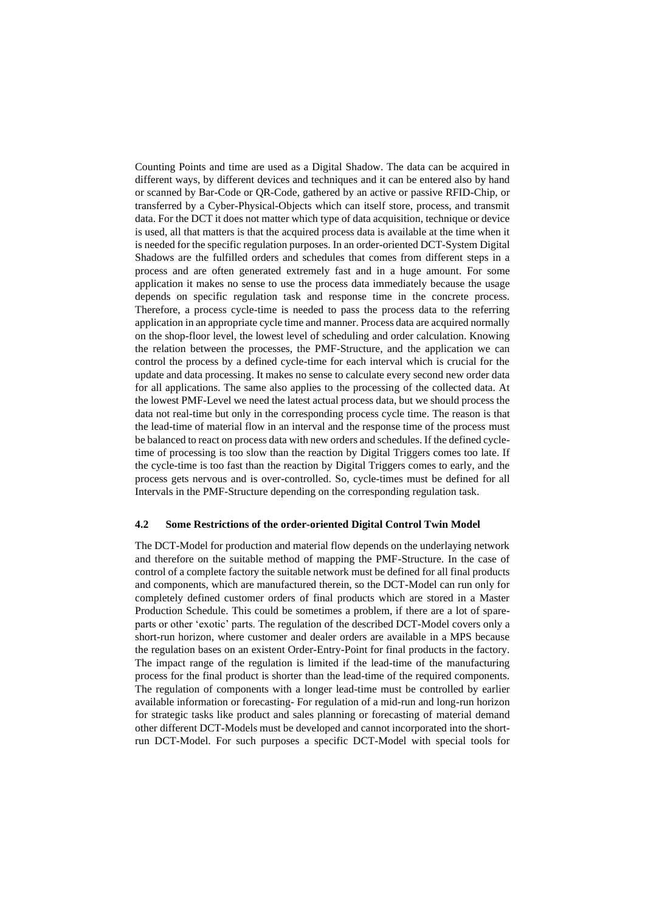Counting Points and time are used as a Digital Shadow. The data can be acquired in different ways, by different devices and techniques and it can be entered also by hand or scanned by Bar-Code or QR-Code, gathered by an active or passive RFID-Chip, or transferred by a Cyber-Physical-Objects which can itself store, process, and transmit data. For the DCT it does not matter which type of data acquisition, technique or device is used, all that matters is that the acquired process data is available at the time when it is needed for the specific regulation purposes. In an order-oriented DCT-System Digital Shadows are the fulfilled orders and schedules that comes from different steps in a process and are often generated extremely fast and in a huge amount. For some application it makes no sense to use the process data immediately because the usage depends on specific regulation task and response time in the concrete process. Therefore, a process cycle-time is needed to pass the process data to the referring application in an appropriate cycle time and manner. Process data are acquired normally on the shop-floor level, the lowest level of scheduling and order calculation. Knowing the relation between the processes, the PMF-Structure, and the application we can control the process by a defined cycle-time for each interval which is crucial for the update and data processing. It makes no sense to calculate every second new order data for all applications. The same also applies to the processing of the collected data. At the lowest PMF-Level we need the latest actual process data, but we should process the data not real-time but only in the corresponding process cycle time. The reason is that the lead-time of material flow in an interval and the response time of the process must be balanced to react on process data with new orders and schedules. If the defined cycle-time of processing is too slow than the reaction by Digital Triggers comes too late. If the cycle-time is too fast than the reaction by Digital Triggers comes to early, and the process gets nervous and is over-controlled. So, cycle-times must be defined for all Intervals in the PMF-Structure depending on the corresponding regulation task.

### 4.2 Some Restrictions of the order-oriented Digital Control Twin Model

The DCT-Model for production and material flow depends on the underlaying network and therefore on the suitable method of mapping the PMF-Structure. In the case of control of a complete factory the suitable network must be defined for all final products and components, which are manufactured therein, so the DCT-Model can run only for completely defined customer orders of final products which are stored in a Master Production Schedule. This could be sometimes a problem, if there are a lot of spare-parts or other 'exotic' parts. The regulation of the described DCT-Model covers only a short-run horizon, where customer and dealer orders are available in a MPS because the regulation bases on an existent Order-Entry-Point for final products in the factory. The impact range of the regulation is limited if the lead-time of the manufacturing process for the final product is shorter than the lead-time of the required components. The regulation of components with a longer lead-time must be controlled by earlier available information or forecasting- For regulation of a mid-run and long-run horizon for strategic tasks like product and sales planning or forecasting of material demand other different DCT-Models must be developed and cannot incorporated into the short-run DCT-Model. For such purposes a specific DCT-Model with special tools for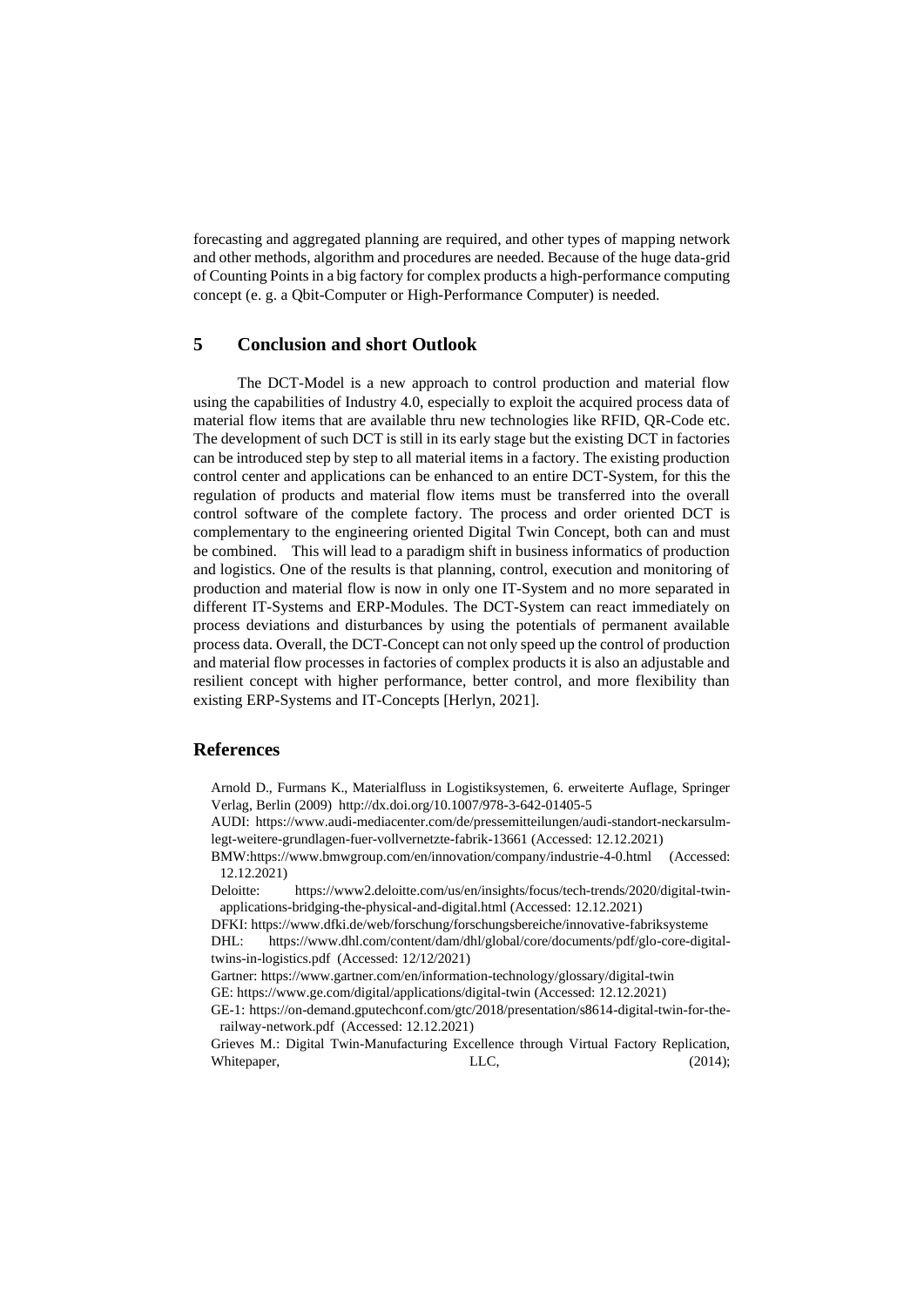forecasting and aggregated planning are required, and other types of mapping network and other methods, algorithm and procedures are needed. Because of the huge data-grid of Counting Points in a big factory for complex products a high-performance computing concept (e. g. a Qbit-Computer or High-Performance Computer) is needed.

## 5 Conclusion and short Outlook

The DCT-Model is a new approach to control production and material flow using the capabilities of Industry 4.0, especially to exploit the acquired process data of material flow items that are available thru new technologies like RFID, QR-Code etc. The development of such DCT is still in its early stage but the existing DCT in factories can be introduced step by step to all material items in a factory. The existing production control center and applications can be enhanced to an entire DCT-System, for this the regulation of products and material flow items must be transferred into the overall control software of the complete factory. The process and order oriented DCT is complementary to the engineering oriented Digital Twin Concept, both can and must be combined. This will lead to a paradigm shift in business informatics of production and logistics. One of the results is that planning, control, execution and monitoring of production and material flow is now in only one IT-System and no more separated in different IT-Systems and ERP-Modules. The DCT-System can react immediately on process deviations and disturbances by using the potentials of permanent available process data. Overall, the DCT-Concept can not only speed up the control of production and material flow processes in factories of complex products it is also an adjustable and resilient concept with higher performance, better control, and more flexibility than existing ERP-Systems and IT-Concepts [Herlyn, 2021].

## References

Arnold D., Furmans K., Materialfluss in Logistiksystemen, 6. erweiterte Auflage, Springer Verlag, Berlin (2009) http://dx.doi.org/10.1007/978-3-642-01405-5

AUDI: https://www.audi-mediacenter.com/de/pressemitteilungen/audi-standort-neckarsulm-legt-weitere-grundlagen-fuer-vollvernetzte-fabrik-13661 (Accessed: 12.12.2021)

BMW:https://www.bmwgroup.com/en/innovation/company/industrie-4-0.html (Accessed: 12.12.2021)

Deloitte: https://www2.deloitte.com/us/en/insights/focus/tech-trends/2020/digital-twin-applications-bridging-the-physical-and-digital.html (Accessed: 12.12.2021)

DFKI: https://www.dfki.de/web/forschung/forschungsbereiche/innovative-fabriksysteme

DHL: https://www.dhl.com/content/dam/dhl/global/core/documents/pdf/glo-core-digital-twins-in-logistics.pdf (Accessed: 12/12/2021)

Gartner: https://www.gartner.com/en/information-technology/glossary/digital-twin

GE: https://www.ge.com/digital/applications/digital-twin (Accessed: 12.12.2021)

GE-1: https://on-demand.gputechconf.com/gtc/2018/presentation/s8614-digital-twin-for-the-railway-network.pdf (Accessed: 12.12.2021)

Grieves M.: Digital Twin-Manufacturing Excellence through Virtual Factory Replication, Whitepaper, LLC, (2014);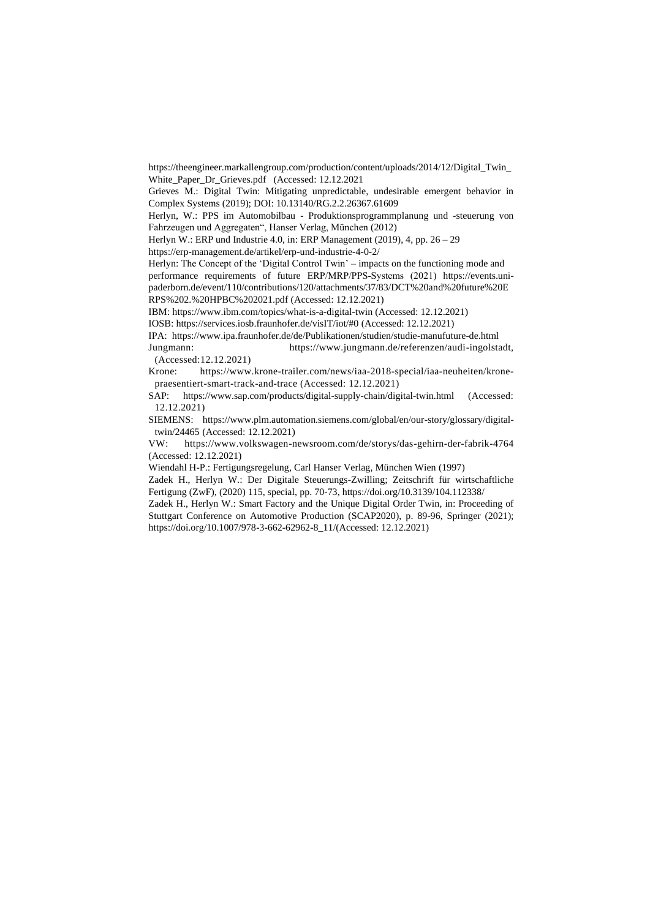https://theengineer.markallengroup.com/production/content/uploads/2014/12/Digital_Twin_White_Paper_Dr_Grieves.pdf (Accessed: 12.12.2021

Grieves M.: Digital Twin: Mitigating unpredictable, undesirable emergent behavior in Complex Systems (2019); DOI: 10.13140/RG.2.2.26367.61609

Herlyn, W.: PPS im Automobilbau - Produktionsprogrammplanung und -steuerung von Fahrzeugen und Aggregaten", Hanser Verlag, München (2012)

Herlyn W.: ERP und Industrie 4.0, in: ERP Management (2019), 4, pp. 26 – 29 https://erp-management.de/artikel/erp-und-industrie-4-0-2/

Herlyn: The Concept of the 'Digital Control Twin' – impacts on the functioning mode and performance requirements of future ERP/MRP/PPS-Systems (2021) https://events.uni-paderborn.de/event/110/contributions/120/attachments/37/83/DCT%20and%20future%20ERPS%202.%20HPBC%202021.pdf (Accessed: 12.12.2021)

IBM: https://www.ibm.com/topics/what-is-a-digital-twin (Accessed: 12.12.2021)

IOSB: https://services.iosb.fraunhofer.de/visIT/iot/#0 (Accessed: 12.12.2021)

IPA: https://www.ipa.fraunhofer.de/de/Publikationen/studien/studie-manufuture-de.html

Jungmann: https://www.jungmann.de/referenzen/audi-ingolstadt, (Accessed:12.12.2021)

Krone: https://www.krone-trailer.com/news/iaa-2018-special/iaa-neuheiten/krone-praesentiert-smart-track-and-trace (Accessed: 12.12.2021)

SAP: https://www.sap.com/products/digital-supply-chain/digital-twin.html (Accessed: 12.12.2021)

SIEMENS: https://www.plm.automation.siemens.com/global/en/our-story/glossary/digital-twin/24465 (Accessed: 12.12.2021)

VW: https://www.volkswagen-newsroom.com/de/storys/das-gehirn-der-fabrik-4764 (Accessed: 12.12.2021)

Wiendahl H-P.: Fertigungsregelung, Carl Hanser Verlag, München Wien (1997)

Zadek H., Herlyn W.: Der Digitale Steuerungs-Zwilling; Zeitschrift für wirtschaftliche Fertigung (ZwF), (2020) 115, special, pp. 70-73, https://doi.org/10.3139/104.112338/

Zadek H., Herlyn W.: Smart Factory and the Unique Digital Order Twin, in: Proceeding of Stuttgart Conference on Automotive Production (SCAP2020), p. 89-96, Springer (2021); https://doi.org/10.1007/978-3-662-62962-8_11/(Accessed: 12.12.2021)